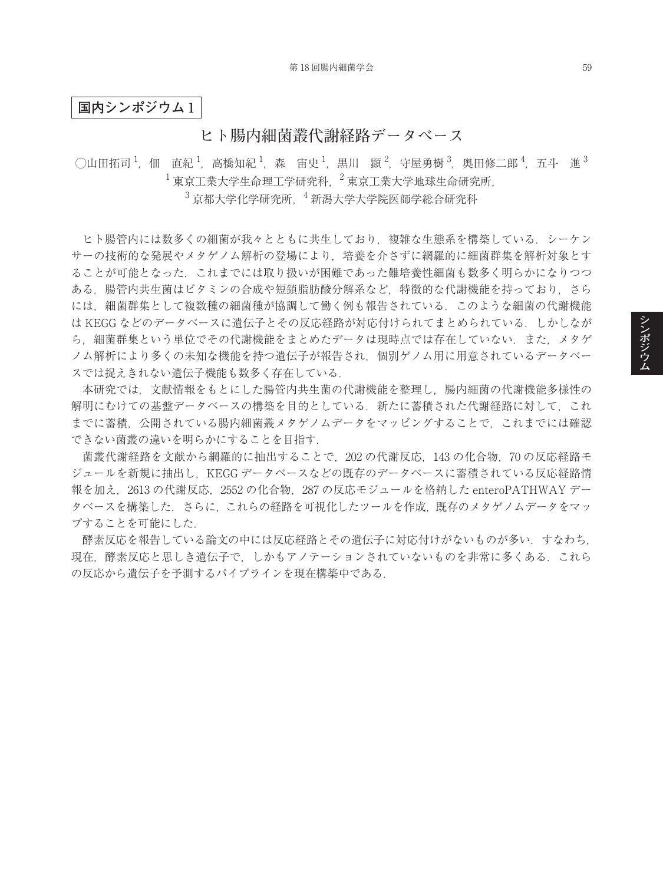## 国内シンポジウム 1

# ヒト腸内細菌叢代謝経路データベース

○山田拓司[1]，佃 直紀[1]，高橋知紀[1]，森 宙史[1]，黒川 顕[2]，守屋勇樹[3]，奥田修二郎[4]，五斗 進[3]

[1] 東京工業大学生命理工学研究科，[2] 東京工業大学地球生命研究所，
[3] 京都大学化学研究所，[4] 新潟大学大学院医師学総合研究科

ヒト腸管内には数多くの細菌が我々とともに共生しており，複雑な生態系を構築している．シーケンサーの技術的な発展やメタゲノム解析の登場により，培養を介さずに網羅的に細菌群集を解析対象とすることが可能となった．これまでには取り扱いが困難であった難培養性細菌も数多く明らかになりつつある．腸管内共生菌はビタミンの合成や短鎖脂肪酸分解系など，特徴的な代謝機能を持っており，さらには，細菌群集として複数種の細菌種が協調して働く例も報告されている．このような細菌の代謝機能は KEGG などのデータベースに遺伝子とその反応経路が対応付けられてまとめられている．しかしながら，細菌群集という単位でその代謝機能をまとめたデータは現時点では存在していない．また，メタゲノム解析により多くの未知な機能を持つ遺伝子が報告され，個別ゲノム用に用意されているデータベースでは捉えきれない遺伝子機能も数多く存在している．

本研究では，文献情報をもとにした腸管内共生菌の代謝機能を整理し，腸内細菌の代謝機能多様性の解明にむけての基盤データベースの構築を目的としている．新たに蓄積された代謝経路に対して，これまでに蓄積，公開されている腸内細菌叢メタゲノムデータをマッピングすることで，これまでには確認できない菌叢の違いを明らかにすることを目指す．

菌叢代謝経路を文献から網羅的に抽出することで，202 の代謝反応，143 の化合物，70 の反応経路モジュールを新規に抽出し，KEGG データベースなどの既存のデータベースに蓄積されている反応経路情報を加え，2613 の代謝反応，2552 の化合物，287 の反応モジュールを格納した enteroPATHWAY データベースを構築した．さらに，これらの経路を可視化したツールを作成，既存のメタゲノムデータをマップすることを可能にした．

酵素反応を報告している論文の中には反応経路とその遺伝子に対応付けがないものが多い．すなわち，現在，酵素反応と思しき遺伝子で，しかもアノテーションされていないものを非常に多くある．これらの反応から遺伝子を予測するパイプラインを現在構築中である．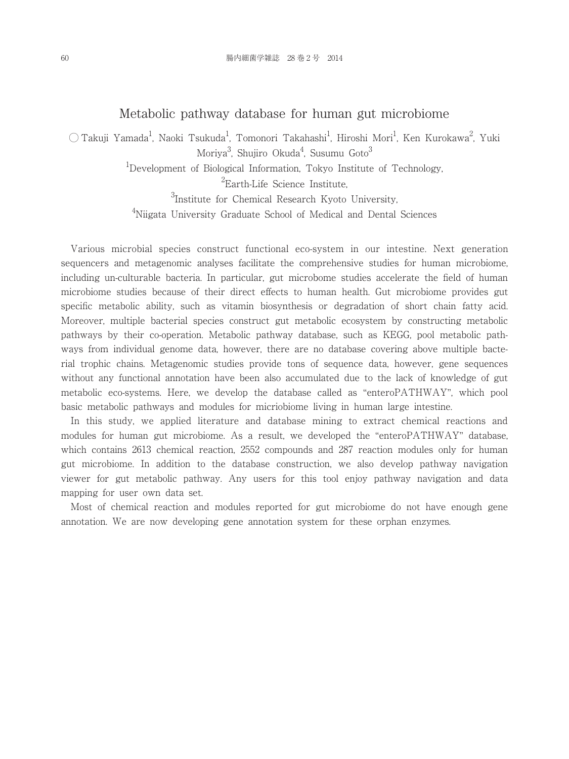# Metabolic pathway database for human gut microbiome

○ Takuji Yamada[1], Naoki Tsukuda[1], Tomonori Takahashi[1], Hiroshi Mori[1], Ken Kurokawa[2], Yuki Moriya[3], Shujiro Okuda[4], Susumu Goto[3]

[1]Development of Biological Information, Tokyo Institute of Technology,

[2]Earth-Life Science Institute,

[3]Institute for Chemical Research Kyoto University,

[4]Niigata University Graduate School of Medical and Dental Sciences

Various microbial species construct functional eco-system in our intestine. Next generation sequencers and metagenomic analyses facilitate the comprehensive studies for human microbiome, including un-culturable bacteria. In particular, gut microbome studies accelerate the field of human microbiome studies because of their direct effects to human health. Gut microbiome provides gut specific metabolic ability, such as vitamin biosynthesis or degradation of short chain fatty acid. Moreover, multiple bacterial species construct gut metabolic ecosystem by constructing metabolic pathways by their co-operation. Metabolic pathway database, such as KEGG, pool metabolic pathways from individual genome data, however, there are no database covering above multiple bacterial trophic chains. Metagenomic studies provide tons of sequence data, however, gene sequences without any functional annotation have been also accumulated due to the lack of knowledge of gut metabolic eco-systems. Here, we develop the database called as “enteroPATHWAY”, which pool basic metabolic pathways and modules for micriobiome living in human large intestine.

In this study, we applied literature and database mining to extract chemical reactions and modules for human gut microbiome. As a result, we developed the “enteroPATHWAY” database, which contains 2613 chemical reaction, 2552 compounds and 287 reaction modules only for human gut microbiome. In addition to the database construction, we also develop pathway navigation viewer for gut metabolic pathway. Any users for this tool enjoy pathway navigation and data mapping for user own data set.

Most of chemical reaction and modules reported for gut microbiome do not have enough gene annotation. We are now developing gene annotation system for these orphan enzymes.